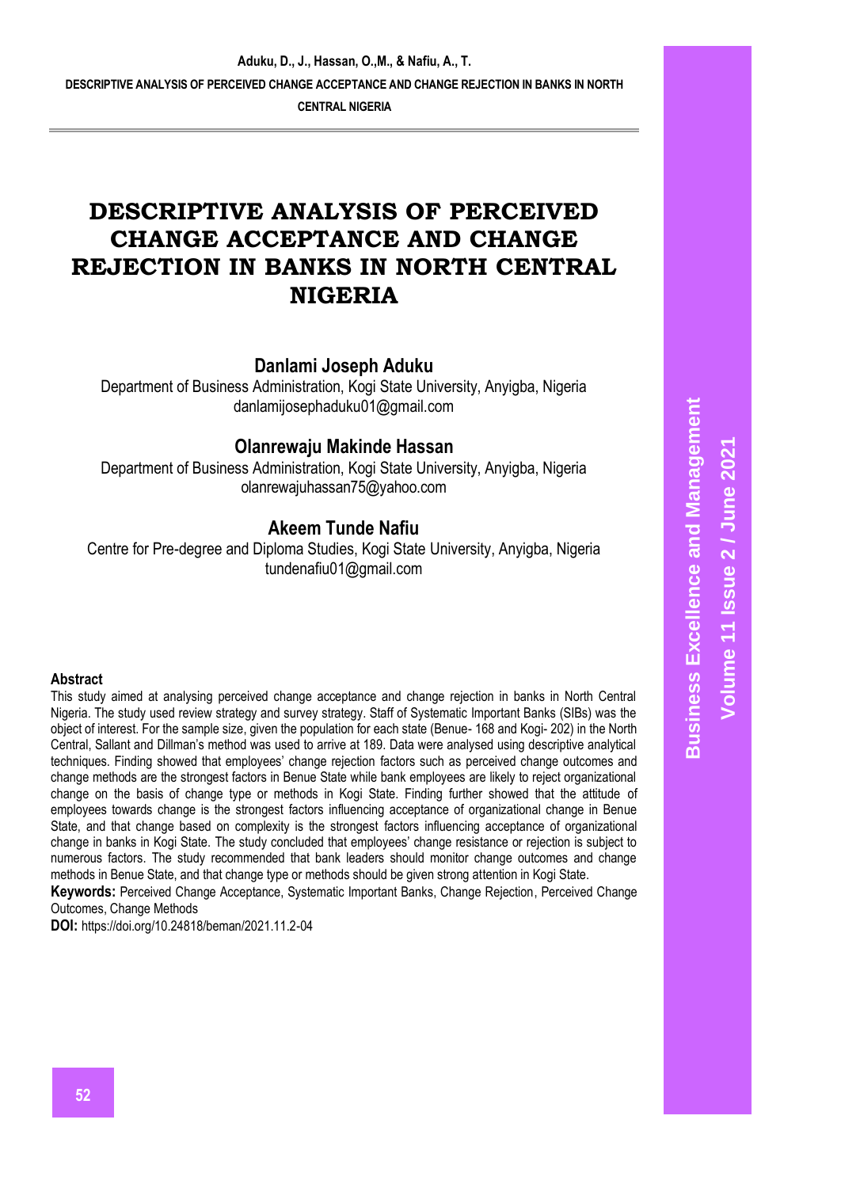# DESCRIPTIVE ANALYSIS OF PERCEIVED CHANGE ACCEPTANCE AND CHANGE REJECTION IN BANKS IN NORTH CENTRAL NIGERIA

## Danlami Joseph Aduku

Department of Business Administration, Kogi State University, Anyigba, Nigeria
danlamijosephaduku01@gmail.com

## Olanrewaju Makinde Hassan

Department of Business Administration, Kogi State University, Anyigba, Nigeria
olanrewajuhassan75@yahoo.com

## Akeem Tunde Nafiu

Centre for Pre-degree and Diploma Studies, Kogi State University, Anyigba, Nigeria
tundenafiu01@gmail.com

### Abstract

This study aimed at analysing perceived change acceptance and change rejection in banks in North Central Nigeria. The study used review strategy and survey strategy. Staff of Systematic Important Banks (SIBs) was the object of interest. For the sample size, given the population for each state (Benue- 168 and Kogi- 202) in the North Central, Sallant and Dillman's method was used to arrive at 189. Data were analysed using descriptive analytical techniques. Finding showed that employees' change rejection factors such as perceived change outcomes and change methods are the strongest factors in Benue State while bank employees are likely to reject organizational change on the basis of change type or methods in Kogi State. Finding further showed that the attitude of employees towards change is the strongest factors influencing acceptance of organizational change in Benue State, and that change based on complexity is the strongest factors influencing acceptance of organizational change in banks in Kogi State. The study concluded that employees' change resistance or rejection is subject to numerous factors. The study recommended that bank leaders should monitor change outcomes and change methods in Benue State, and that change type or methods should be given strong attention in Kogi State.

**Keywords:** Perceived Change Acceptance, Systematic Important Banks, Change Rejection, Perceived Change Outcomes, Change Methods

**DOI:** https://doi.org/10.24818/beman/2021.11.2-04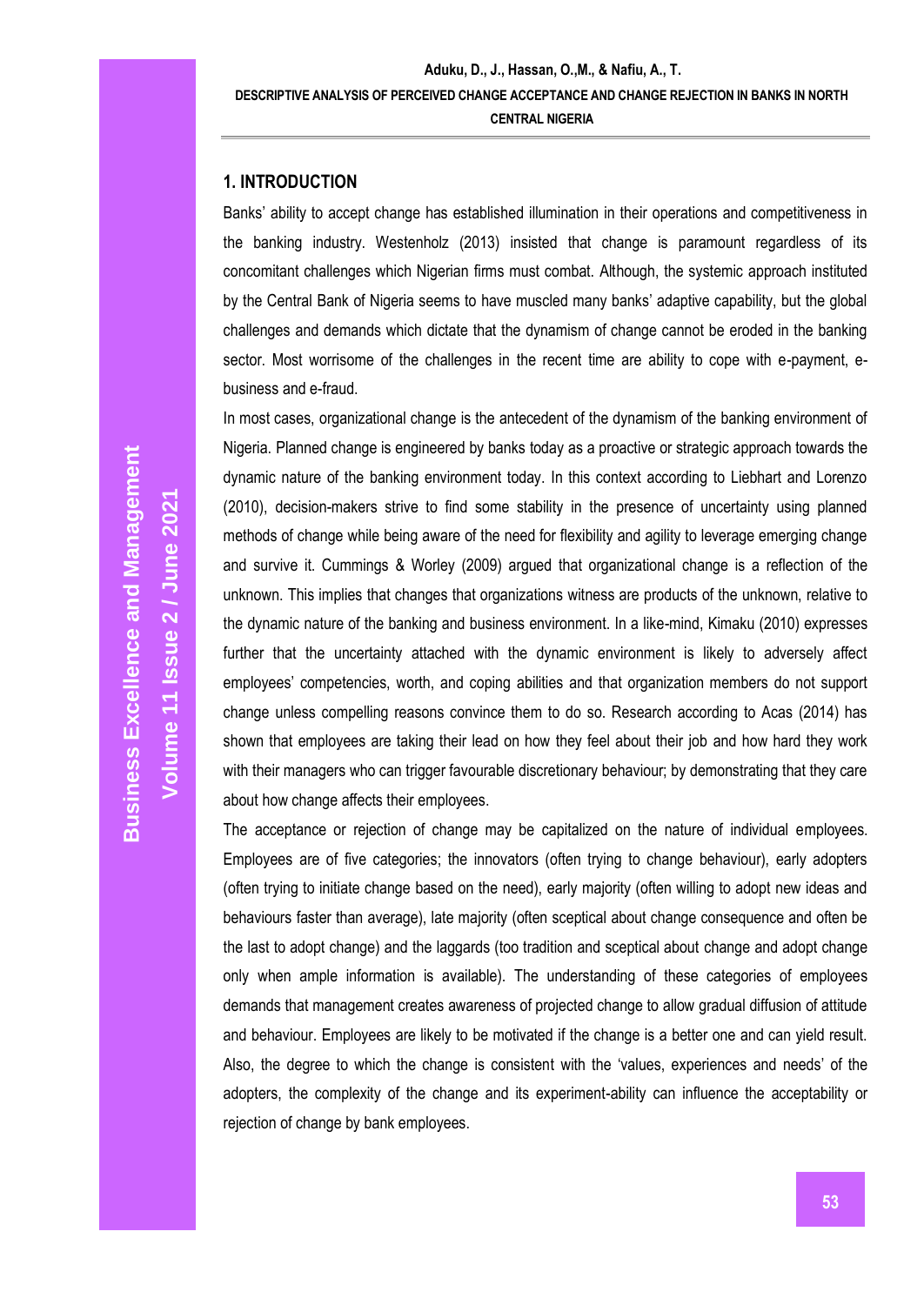## 1. INTRODUCTION

Banks' ability to accept change has established illumination in their operations and competitiveness in the banking industry. Westenholz (2013) insisted that change is paramount regardless of its concomitant challenges which Nigerian firms must combat. Although, the systemic approach instituted by the Central Bank of Nigeria seems to have muscled many banks' adaptive capability, but the global challenges and demands which dictate that the dynamism of change cannot be eroded in the banking sector. Most worrisome of the challenges in the recent time are ability to cope with e-payment, e-business and e-fraud.

In most cases, organizational change is the antecedent of the dynamism of the banking environment of Nigeria. Planned change is engineered by banks today as a proactive or strategic approach towards the dynamic nature of the banking environment today. In this context according to Liebhart and Lorenzo (2010), decision-makers strive to find some stability in the presence of uncertainty using planned methods of change while being aware of the need for flexibility and agility to leverage emerging change and survive it. Cummings & Worley (2009) argued that organizational change is a reflection of the unknown. This implies that changes that organizations witness are products of the unknown, relative to the dynamic nature of the banking and business environment. In a like-mind, Kimaku (2010) expresses further that the uncertainty attached with the dynamic environment is likely to adversely affect employees' competencies, worth, and coping abilities and that organization members do not support change unless compelling reasons convince them to do so. Research according to Acas (2014) has shown that employees are taking their lead on how they feel about their job and how hard they work with their managers who can trigger favourable discretionary behaviour; by demonstrating that they care about how change affects their employees.

The acceptance or rejection of change may be capitalized on the nature of individual employees. Employees are of five categories; the innovators (often trying to change behaviour), early adopters (often trying to initiate change based on the need), early majority (often willing to adopt new ideas and behaviours faster than average), late majority (often sceptical about change consequence and often be the last to adopt change) and the laggards (too tradition and sceptical about change and adopt change only when ample information is available). The understanding of these categories of employees demands that management creates awareness of projected change to allow gradual diffusion of attitude and behaviour. Employees are likely to be motivated if the change is a better one and can yield result. Also, the degree to which the change is consistent with the 'values, experiences and needs' of the adopters, the complexity of the change and its experiment-ability can influence the acceptability or rejection of change by bank employees.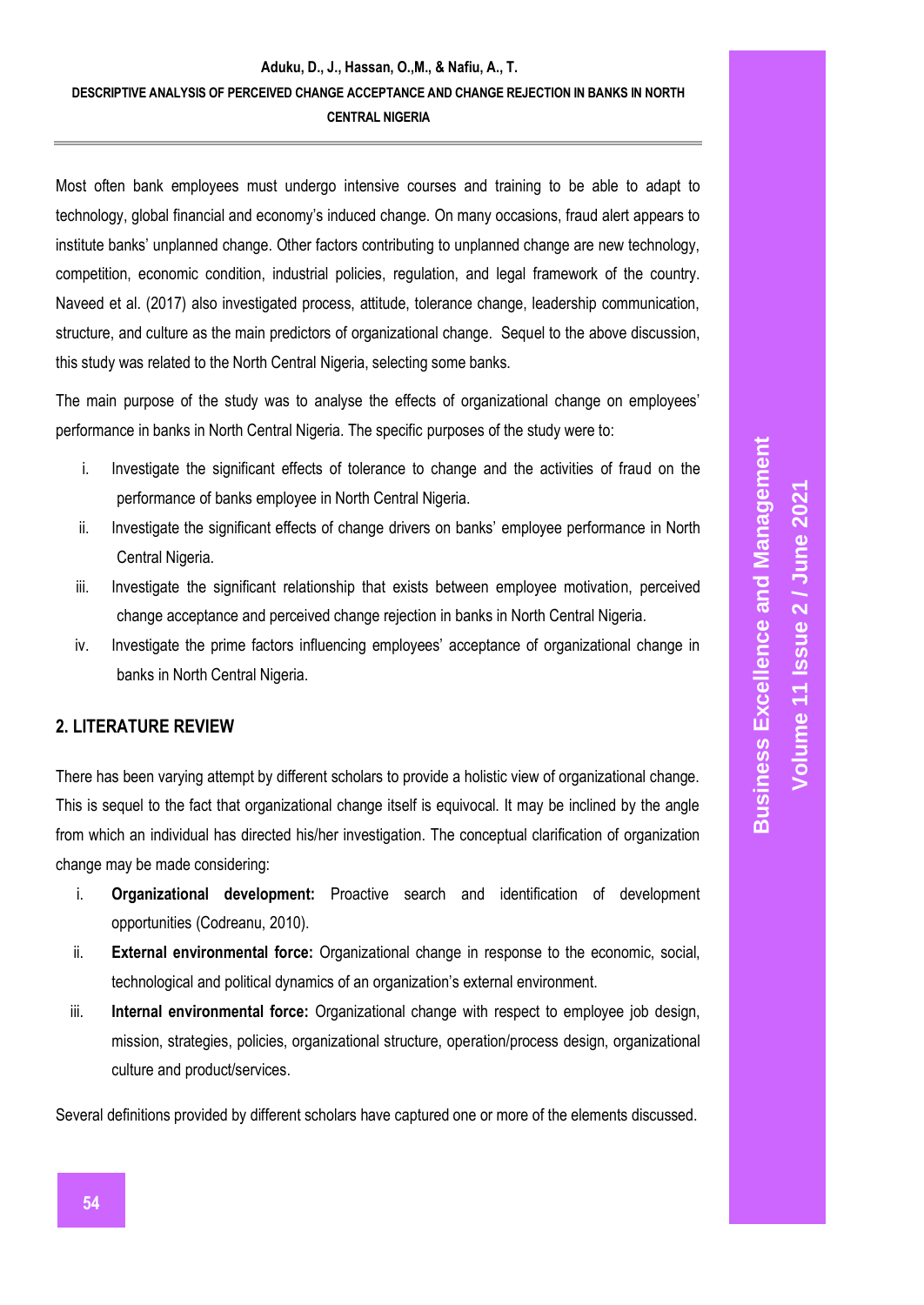Most often bank employees must undergo intensive courses and training to be able to adapt to technology, global financial and economy's induced change. On many occasions, fraud alert appears to institute banks' unplanned change. Other factors contributing to unplanned change are new technology, competition, economic condition, industrial policies, regulation, and legal framework of the country. Naveed et al. (2017) also investigated process, attitude, tolerance change, leadership communication, structure, and culture as the main predictors of organizational change. Sequel to the above discussion, this study was related to the North Central Nigeria, selecting some banks.

The main purpose of the study was to analyse the effects of organizational change on employees' performance in banks in North Central Nigeria. The specific purposes of the study were to:

i. Investigate the significant effects of tolerance to change and the activities of fraud on the performance of banks employee in North Central Nigeria.
ii. Investigate the significant effects of change drivers on banks' employee performance in North Central Nigeria.
iii. Investigate the significant relationship that exists between employee motivation, perceived change acceptance and perceived change rejection in banks in North Central Nigeria.
iv. Investigate the prime factors influencing employees' acceptance of organizational change in banks in North Central Nigeria.

## 2. LITERATURE REVIEW

There has been varying attempt by different scholars to provide a holistic view of organizational change. This is sequel to the fact that organizational change itself is equivocal. It may be inclined by the angle from which an individual has directed his/her investigation. The conceptual clarification of organization change may be made considering:

i. **Organizational development:** Proactive search and identification of development opportunities (Codreanu, 2010).
ii. **External environmental force:** Organizational change in response to the economic, social, technological and political dynamics of an organization's external environment.
iii. **Internal environmental force:** Organizational change with respect to employee job design, mission, strategies, policies, organizational structure, operation/process design, organizational culture and product/services.

Several definitions provided by different scholars have captured one or more of the elements discussed.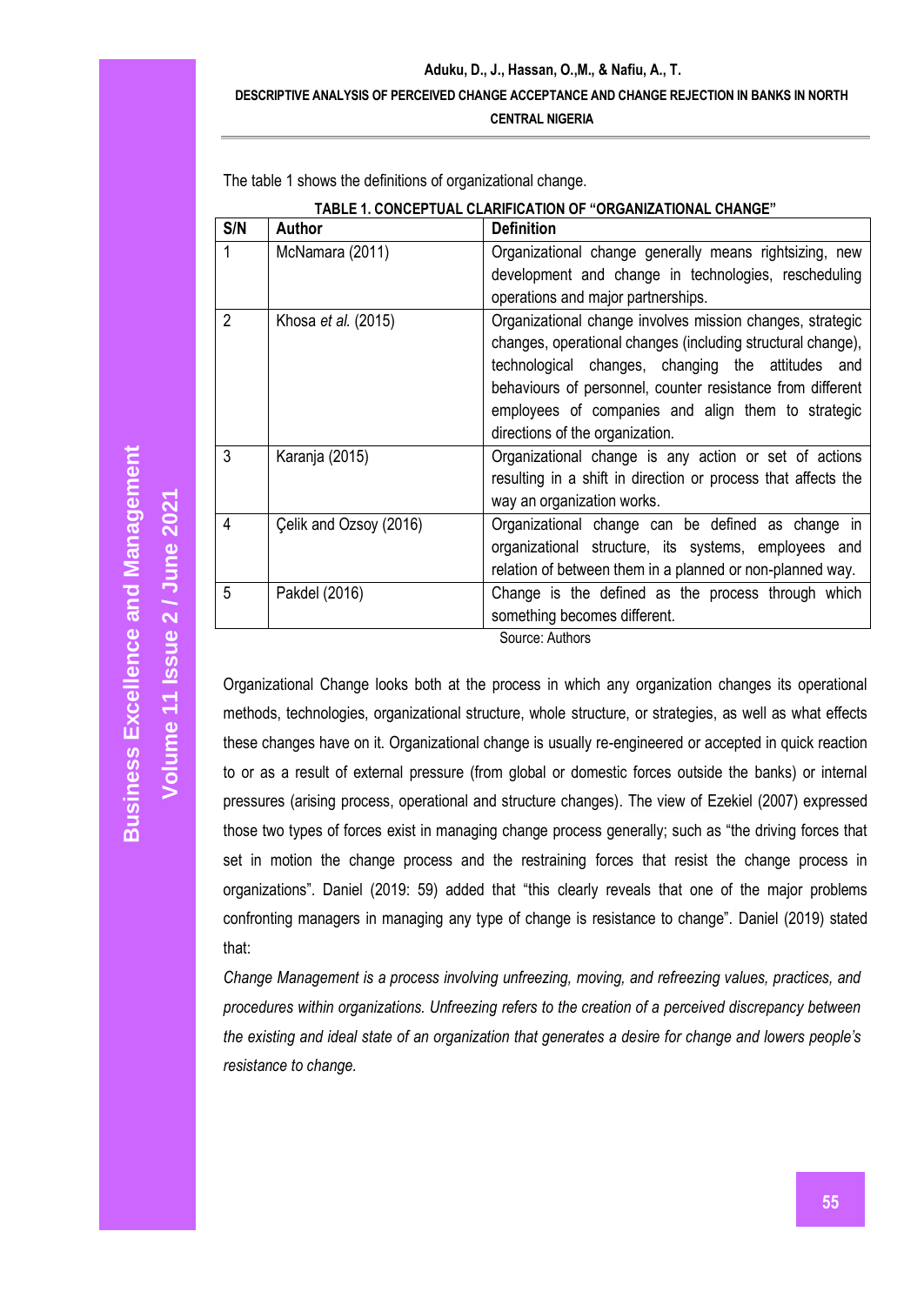The table 1 shows the definitions of organizational change.

**TABLE 1. CONCEPTUAL CLARIFICATION OF "ORGANIZATIONAL CHANGE"**

| S/N | Author | Definition |
|---|---|---|
| 1 | McNamara (2011) | Organizational change generally means rightsizing, new development and change in technologies, rescheduling operations and major partnerships. |
| 2 | Khosa *et al.* (2015) | Organizational change involves mission changes, strategic changes, operational changes (including structural change), technological changes, changing the attitudes and behaviours of personnel, counter resistance from different employees of companies and align them to strategic directions of the organization. |
| 3 | Karanja (2015) | Organizational change is any action or set of actions resulting in a shift in direction or process that affects the way an organization works. |
| 4 | Çelik and Ozsoy (2016) | Organizational change can be defined as change in organizational structure, its systems, employees and relation of between them in a planned or non-planned way. |
| 5 | Pakdel (2016) | Change is the defined as the process through which something becomes different. |

Source: Authors

Organizational Change looks both at the process in which any organization changes its operational methods, technologies, organizational structure, whole structure, or strategies, as well as what effects these changes have on it. Organizational change is usually re-engineered or accepted in quick reaction to or as a result of external pressure (from global or domestic forces outside the banks) or internal pressures (arising process, operational and structure changes). The view of Ezekiel (2007) expressed those two types of forces exist in managing change process generally; such as "the driving forces that set in motion the change process and the restraining forces that resist the change process in organizations". Daniel (2019: 59) added that "this clearly reveals that one of the major problems confronting managers in managing any type of change is resistance to change". Daniel (2019) stated that:

*Change Management is a process involving unfreezing, moving, and refreezing values, practices, and procedures within organizations. Unfreezing refers to the creation of a perceived discrepancy between the existing and ideal state of an organization that generates a desire for change and lowers people's resistance to change.*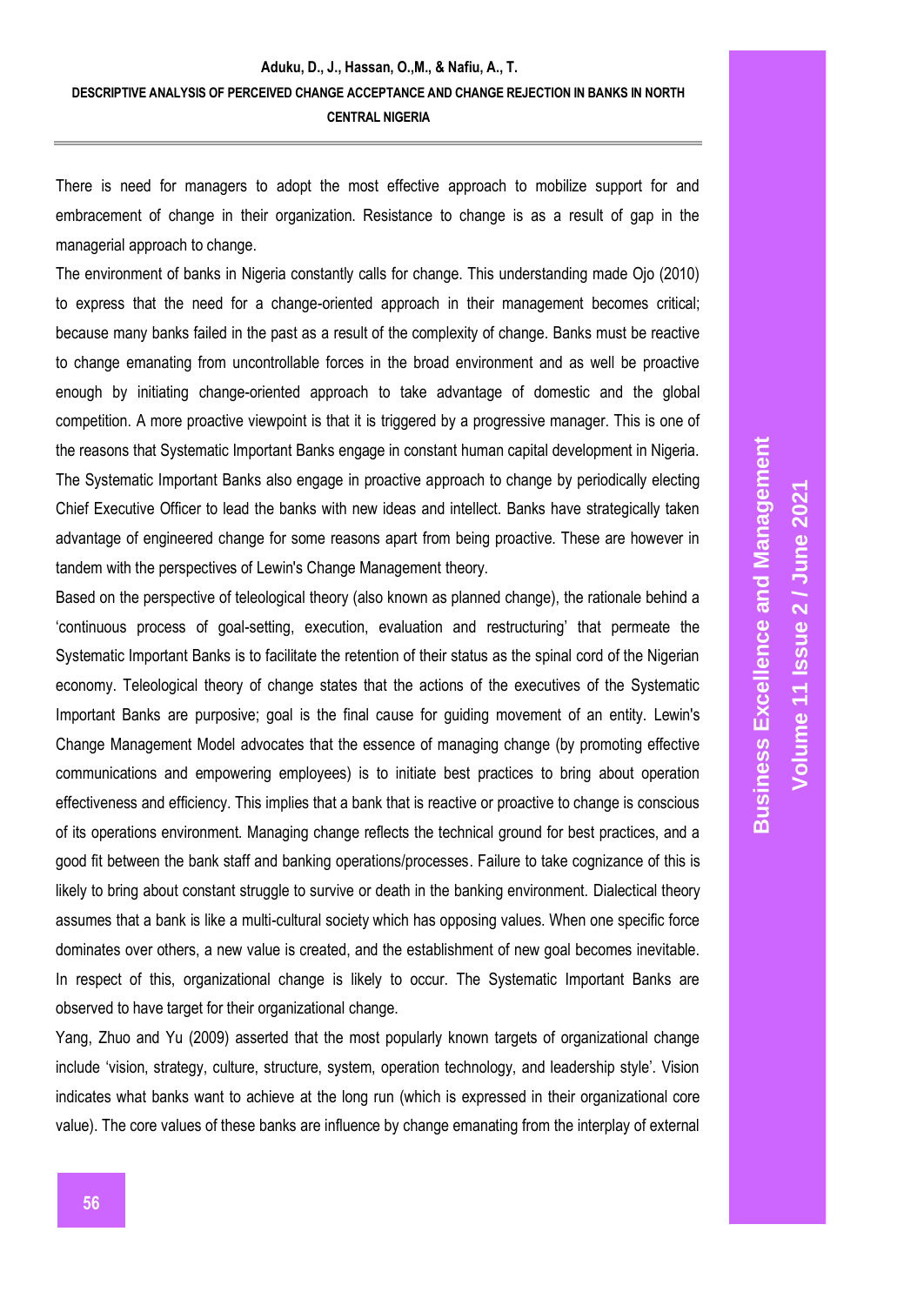There is need for managers to adopt the most effective approach to mobilize support for and embracement of change in their organization. Resistance to change is as a result of gap in the managerial approach to change.

The environment of banks in Nigeria constantly calls for change. This understanding made Ojo (2010) to express that the need for a change-oriented approach in their management becomes critical; because many banks failed in the past as a result of the complexity of change. Banks must be reactive to change emanating from uncontrollable forces in the broad environment and as well be proactive enough by initiating change-oriented approach to take advantage of domestic and the global competition. A more proactive viewpoint is that it is triggered by a progressive manager. This is one of the reasons that Systematic Important Banks engage in constant human capital development in Nigeria. The Systematic Important Banks also engage in proactive approach to change by periodically electing Chief Executive Officer to lead the banks with new ideas and intellect. Banks have strategically taken advantage of engineered change for some reasons apart from being proactive. These are however in tandem with the perspectives of Lewin's Change Management theory.

Based on the perspective of teleological theory (also known as planned change), the rationale behind a 'continuous process of goal-setting, execution, evaluation and restructuring' that permeate the Systematic Important Banks is to facilitate the retention of their status as the spinal cord of the Nigerian economy. Teleological theory of change states that the actions of the executives of the Systematic Important Banks are purposive; goal is the final cause for guiding movement of an entity. Lewin's Change Management Model advocates that the essence of managing change (by promoting effective communications and empowering employees) is to initiate best practices to bring about operation effectiveness and efficiency. This implies that a bank that is reactive or proactive to change is conscious of its operations environment. Managing change reflects the technical ground for best practices, and a good fit between the bank staff and banking operations/processes. Failure to take cognizance of this is likely to bring about constant struggle to survive or death in the banking environment. Dialectical theory assumes that a bank is like a multi-cultural society which has opposing values. When one specific force dominates over others, a new value is created, and the establishment of new goal becomes inevitable. In respect of this, organizational change is likely to occur. The Systematic Important Banks are observed to have target for their organizational change.

Yang, Zhuo and Yu (2009) asserted that the most popularly known targets of organizational change include 'vision, strategy, culture, structure, system, operation technology, and leadership style'. Vision indicates what banks want to achieve at the long run (which is expressed in their organizational core value). The core values of these banks are influence by change emanating from the interplay of external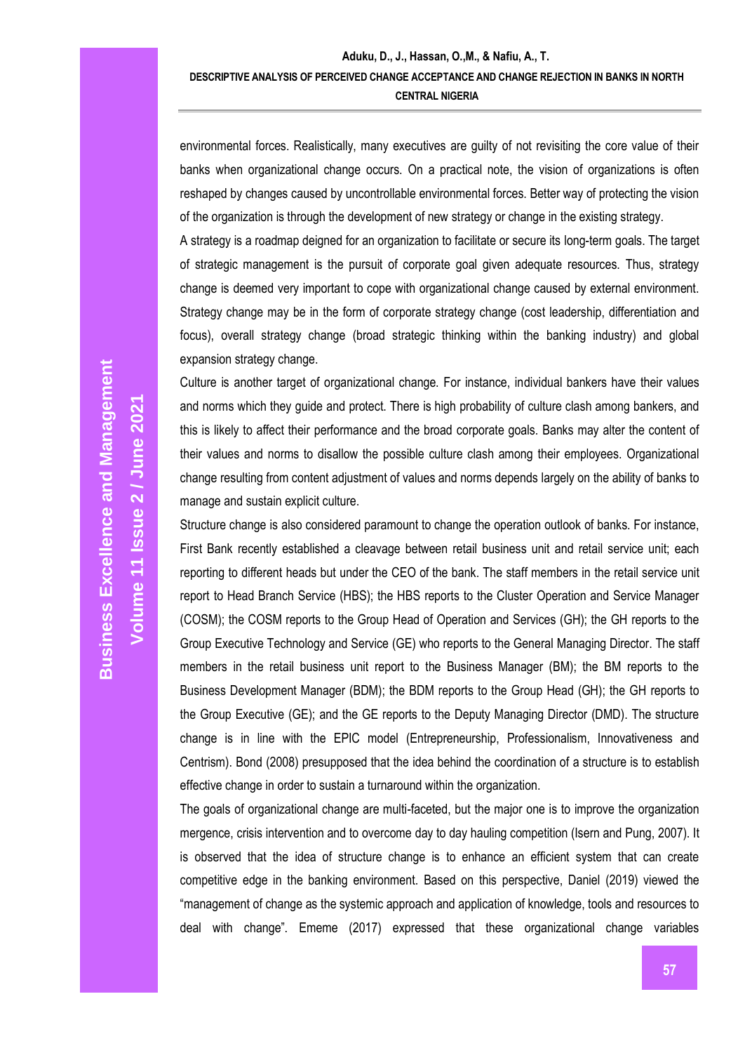environmental forces. Realistically, many executives are guilty of not revisiting the core value of their banks when organizational change occurs. On a practical note, the vision of organizations is often reshaped by changes caused by uncontrollable environmental forces. Better way of protecting the vision of the organization is through the development of new strategy or change in the existing strategy.

A strategy is a roadmap deigned for an organization to facilitate or secure its long-term goals. The target of strategic management is the pursuit of corporate goal given adequate resources. Thus, strategy change is deemed very important to cope with organizational change caused by external environment. Strategy change may be in the form of corporate strategy change (cost leadership, differentiation and focus), overall strategy change (broad strategic thinking within the banking industry) and global expansion strategy change.

Culture is another target of organizational change. For instance, individual bankers have their values and norms which they guide and protect. There is high probability of culture clash among bankers, and this is likely to affect their performance and the broad corporate goals. Banks may alter the content of their values and norms to disallow the possible culture clash among their employees. Organizational change resulting from content adjustment of values and norms depends largely on the ability of banks to manage and sustain explicit culture.

Structure change is also considered paramount to change the operation outlook of banks. For instance, First Bank recently established a cleavage between retail business unit and retail service unit; each reporting to different heads but under the CEO of the bank. The staff members in the retail service unit report to Head Branch Service (HBS); the HBS reports to the Cluster Operation and Service Manager (COSM); the COSM reports to the Group Head of Operation and Services (GH); the GH reports to the Group Executive Technology and Service (GE) who reports to the General Managing Director. The staff members in the retail business unit report to the Business Manager (BM); the BM reports to the Business Development Manager (BDM); the BDM reports to the Group Head (GH); the GH reports to the Group Executive (GE); and the GE reports to the Deputy Managing Director (DMD). The structure change is in line with the EPIC model (Entrepreneurship, Professionalism, Innovativeness and Centrism). Bond (2008) presupposed that the idea behind the coordination of a structure is to establish effective change in order to sustain a turnaround within the organization.

The goals of organizational change are multi-faceted, but the major one is to improve the organization mergence, crisis intervention and to overcome day to day hauling competition (Isern and Pung, 2007). It is observed that the idea of structure change is to enhance an efficient system that can create competitive edge in the banking environment. Based on this perspective, Daniel (2019) viewed the "management of change as the systemic approach and application of knowledge, tools and resources to deal with change". Ememe (2017) expressed that these organizational change variables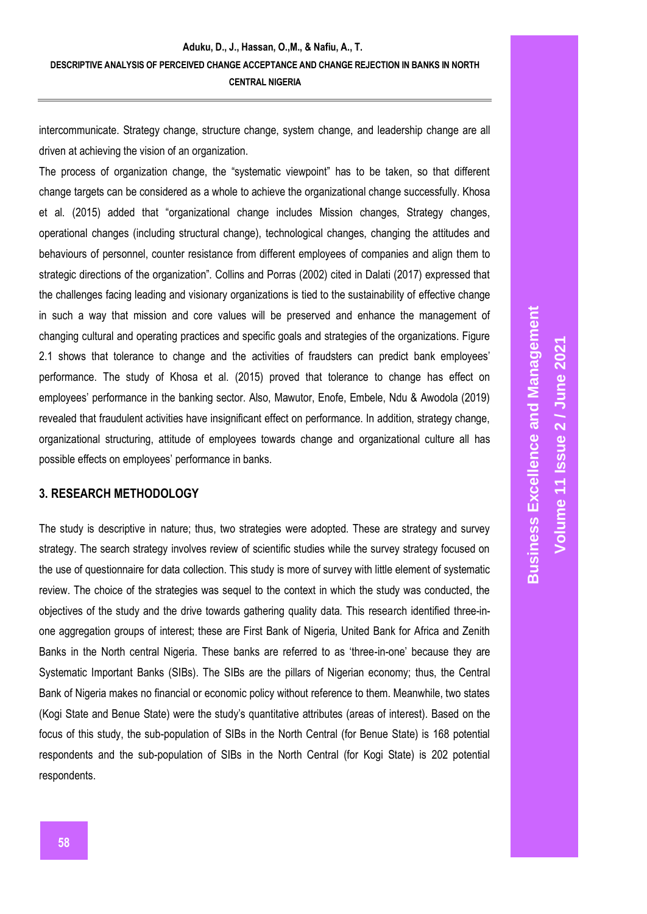intercommunicate. Strategy change, structure change, system change, and leadership change are all driven at achieving the vision of an organization.

The process of organization change, the "systematic viewpoint" has to be taken, so that different change targets can be considered as a whole to achieve the organizational change successfully. Khosa et al. (2015) added that "organizational change includes Mission changes, Strategy changes, operational changes (including structural change), technological changes, changing the attitudes and behaviours of personnel, counter resistance from different employees of companies and align them to strategic directions of the organization". Collins and Porras (2002) cited in Dalati (2017) expressed that the challenges facing leading and visionary organizations is tied to the sustainability of effective change in such a way that mission and core values will be preserved and enhance the management of changing cultural and operating practices and specific goals and strategies of the organizations. Figure 2.1 shows that tolerance to change and the activities of fraudsters can predict bank employees' performance. The study of Khosa et al. (2015) proved that tolerance to change has effect on employees' performance in the banking sector. Also, Mawutor, Enofe, Embele, Ndu & Awodola (2019) revealed that fraudulent activities have insignificant effect on performance. In addition, strategy change, organizational structuring, attitude of employees towards change and organizational culture all has possible effects on employees' performance in banks.

## 3. RESEARCH METHODOLOGY

The study is descriptive in nature; thus, two strategies were adopted. These are strategy and survey strategy. The search strategy involves review of scientific studies while the survey strategy focused on the use of questionnaire for data collection. This study is more of survey with little element of systematic review. The choice of the strategies was sequel to the context in which the study was conducted, the objectives of the study and the drive towards gathering quality data. This research identified three-in-one aggregation groups of interest; these are First Bank of Nigeria, United Bank for Africa and Zenith Banks in the North central Nigeria. These banks are referred to as 'three-in-one' because they are Systematic Important Banks (SIBs). The SIBs are the pillars of Nigerian economy; thus, the Central Bank of Nigeria makes no financial or economic policy without reference to them. Meanwhile, two states (Kogi State and Benue State) were the study's quantitative attributes (areas of interest). Based on the focus of this study, the sub-population of SIBs in the North Central (for Benue State) is 168 potential respondents and the sub-population of SIBs in the North Central (for Kogi State) is 202 potential respondents.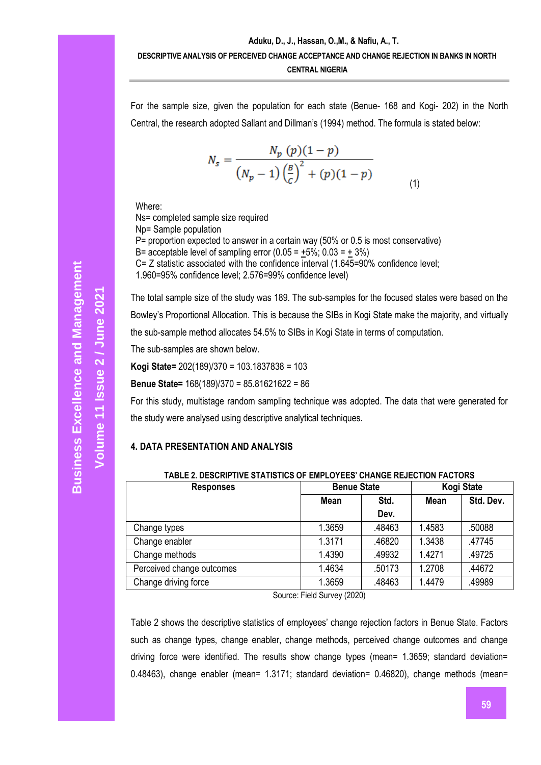For the sample size, given the population for each state (Benue- 168 and Kogi- 202) in the North Central, the research adopted Sallant and Dillman's (1994) method. The formula is stated below:

$$N_s = \frac{N_p\,(p)(1-p)}{(N_p - 1)\left(\frac{B}{C}\right)^2 + (p)(1-p)} \qquad (1)$$

Where:
Ns= completed sample size required
Np= Sample population
P= proportion expected to answer in a certain way (50% or 0.5 is most conservative)
B= acceptable level of sampling error (0.05 = ±5%; 0.03 = ± 3%)
C= Z statistic associated with the confidence interval (1.645=90% confidence level; 1.960=95% confidence level; 2.576=99% confidence level)

The total sample size of the study was 189. The sub-samples for the focused states were based on the Bowley's Proportional Allocation. This is because the SIBs in Kogi State make the majority, and virtually the sub-sample method allocates 54.5% to SIBs in Kogi State in terms of computation.

The sub-samples are shown below.

**Kogi State=** 202(189)/370 = 103.1837838 = 103

**Benue State=** 168(189)/370 = 85.81621622 = 86

For this study, multistage random sampling technique was adopted. The data that were generated for the study were analysed using descriptive analytical techniques.

## 4. DATA PRESENTATION AND ANALYSIS

**TABLE 2. DESCRIPTIVE STATISTICS OF EMPLOYEES' CHANGE REJECTION FACTORS**

| Responses | Benue State | | Kogi State | |
|---|---|---|---|---|
| | Mean | Std. Dev. | Mean | Std. Dev. |
| Change types | 1.3659 | .48463 | 1.4583 | .50088 |
| Change enabler | 1.3171 | .46820 | 1.3438 | .47745 |
| Change methods | 1.4390 | .49932 | 1.4271 | .49725 |
| Perceived change outcomes | 1.4634 | .50173 | 1.2708 | .44672 |
| Change driving force | 1.3659 | .48463 | 1.4479 | .49989 |

Source: Field Survey (2020)

Table 2 shows the descriptive statistics of employees' change rejection factors in Benue State. Factors such as change types, change enabler, change methods, perceived change outcomes and change driving force were identified. The results show change types (mean= 1.3659; standard deviation= 0.48463), change enabler (mean= 1.3171; standard deviation= 0.46820), change methods (mean=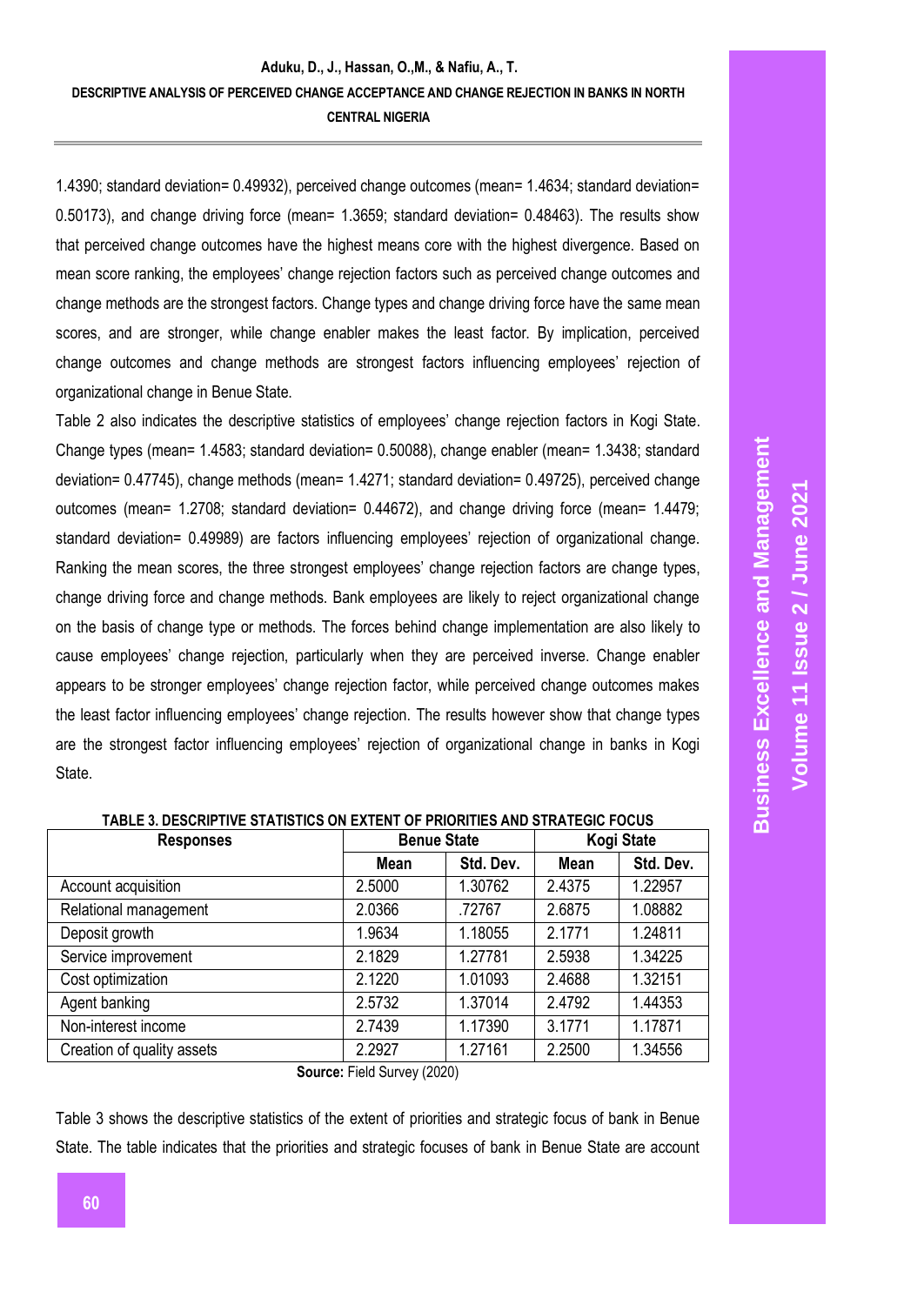1.4390; standard deviation= 0.49932), perceived change outcomes (mean= 1.4634; standard deviation= 0.50173), and change driving force (mean= 1.3659; standard deviation= 0.48463). The results show that perceived change outcomes have the highest means core with the highest divergence. Based on mean score ranking, the employees' change rejection factors such as perceived change outcomes and change methods are the strongest factors. Change types and change driving force have the same mean scores, and are stronger, while change enabler makes the least factor. By implication, perceived change outcomes and change methods are strongest factors influencing employees' rejection of organizational change in Benue State.

Table 2 also indicates the descriptive statistics of employees' change rejection factors in Kogi State. Change types (mean= 1.4583; standard deviation= 0.50088), change enabler (mean= 1.3438; standard deviation= 0.47745), change methods (mean= 1.4271; standard deviation= 0.49725), perceived change outcomes (mean= 1.2708; standard deviation= 0.44672), and change driving force (mean= 1.4479; standard deviation= 0.49989) are factors influencing employees' rejection of organizational change. Ranking the mean scores, the three strongest employees' change rejection factors are change types, change driving force and change methods. Bank employees are likely to reject organizational change on the basis of change type or methods. The forces behind change implementation are also likely to cause employees' change rejection, particularly when they are perceived inverse. Change enabler appears to be stronger employees' change rejection factor, while perceived change outcomes makes the least factor influencing employees' change rejection. The results however show that change types are the strongest factor influencing employees' rejection of organizational change in banks in Kogi State.

**TABLE 3. DESCRIPTIVE STATISTICS ON EXTENT OF PRIORITIES AND STRATEGIC FOCUS**

| Responses | Benue State | | Kogi State | |
|---|---|---|---|---|
| | Mean | Std. Dev. | Mean | Std. Dev. |
| Account acquisition | 2.5000 | 1.30762 | 2.4375 | 1.22957 |
| Relational management | 2.0366 | .72767 | 2.6875 | 1.08882 |
| Deposit growth | 1.9634 | 1.18055 | 2.1771 | 1.24811 |
| Service improvement | 2.1829 | 1.27781 | 2.5938 | 1.34225 |
| Cost optimization | 2.1220 | 1.01093 | 2.4688 | 1.32151 |
| Agent banking | 2.5732 | 1.37014 | 2.4792 | 1.44353 |
| Non-interest income | 2.7439 | 1.17390 | 3.1771 | 1.17871 |
| Creation of quality assets | 2.2927 | 1.27161 | 2.2500 | 1.34556 |

**Source:** Field Survey (2020)

Table 3 shows the descriptive statistics of the extent of priorities and strategic focus of bank in Benue State. The table indicates that the priorities and strategic focuses of bank in Benue State are account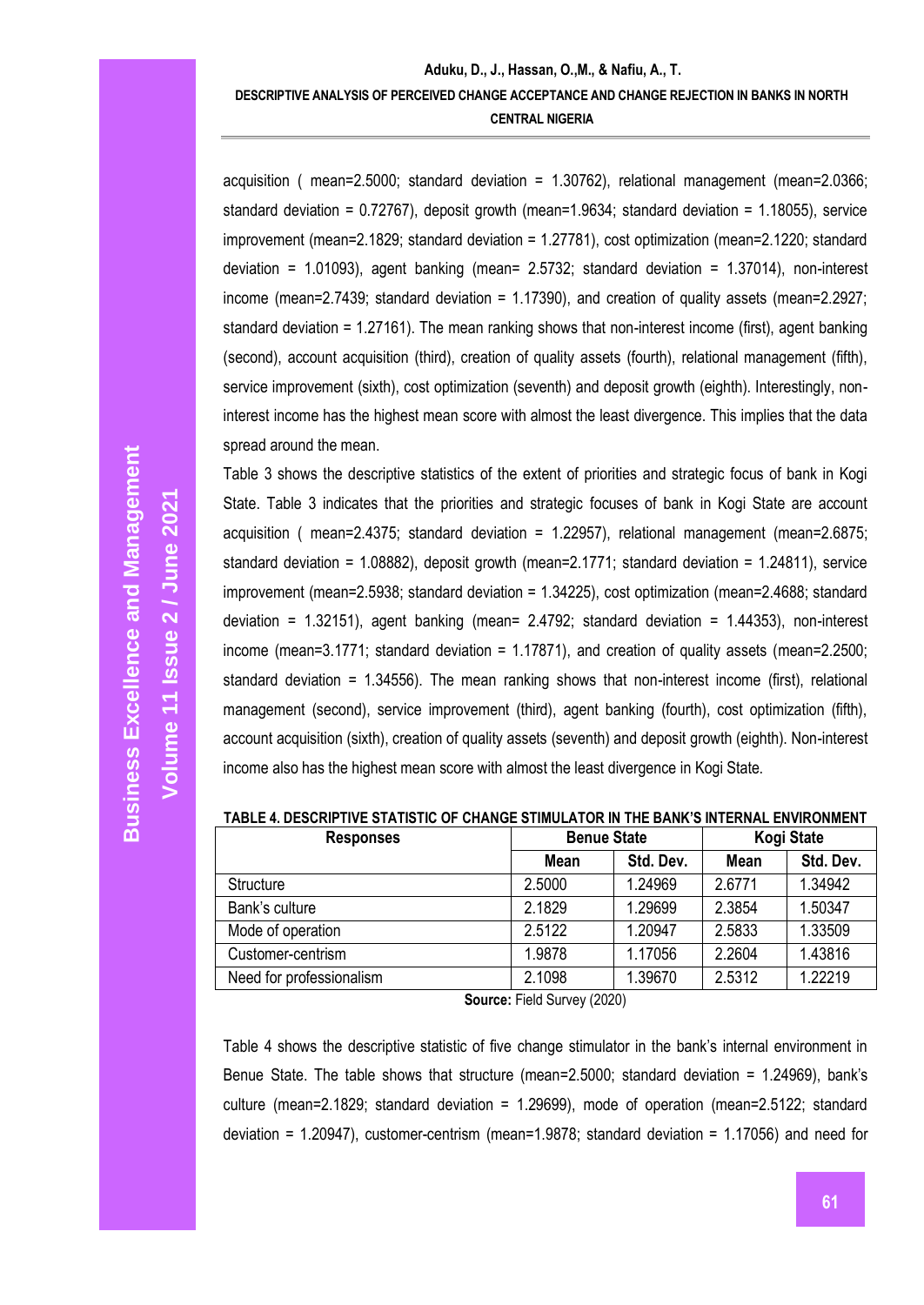acquisition ( mean=2.5000; standard deviation = 1.30762), relational management (mean=2.0366; standard deviation = 0.72767), deposit growth (mean=1.9634; standard deviation = 1.18055), service improvement (mean=2.1829; standard deviation = 1.27781), cost optimization (mean=2.1220; standard deviation = 1.01093), agent banking (mean= 2.5732; standard deviation = 1.37014), non-interest income (mean=2.7439; standard deviation = 1.17390), and creation of quality assets (mean=2.2927; standard deviation = 1.27161). The mean ranking shows that non-interest income (first), agent banking (second), account acquisition (third), creation of quality assets (fourth), relational management (fifth), service improvement (sixth), cost optimization (seventh) and deposit growth (eighth). Interestingly, non-interest income has the highest mean score with almost the least divergence. This implies that the data spread around the mean.

Table 3 shows the descriptive statistics of the extent of priorities and strategic focus of bank in Kogi State. Table 3 indicates that the priorities and strategic focuses of bank in Kogi State are account acquisition ( mean=2.4375; standard deviation = 1.22957), relational management (mean=2.6875; standard deviation = 1.08882), deposit growth (mean=2.1771; standard deviation = 1.24811), service improvement (mean=2.5938; standard deviation = 1.34225), cost optimization (mean=2.4688; standard deviation = 1.32151), agent banking (mean= 2.4792; standard deviation = 1.44353), non-interest income (mean=3.1771; standard deviation = 1.17871), and creation of quality assets (mean=2.2500; standard deviation = 1.34556). The mean ranking shows that non-interest income (first), relational management (second), service improvement (third), agent banking (fourth), cost optimization (fifth), account acquisition (sixth), creation of quality assets (seventh) and deposit growth (eighth). Non-interest income also has the highest mean score with almost the least divergence in Kogi State.

**TABLE 4. DESCRIPTIVE STATISTIC OF CHANGE STIMULATOR IN THE BANK'S INTERNAL ENVIRONMENT**

| Responses | Benue State | | Kogi State | |
|---|---|---|---|---|
| | Mean | Std. Dev. | Mean | Std. Dev. |
| Structure | 2.5000 | 1.24969 | 2.6771 | 1.34942 |
| Bank's culture | 2.1829 | 1.29699 | 2.3854 | 1.50347 |
| Mode of operation | 2.5122 | 1.20947 | 2.5833 | 1.33509 |
| Customer-centrism | 1.9878 | 1.17056 | 2.2604 | 1.43816 |
| Need for professionalism | 2.1098 | 1.39670 | 2.5312 | 1.22219 |

**Source:** Field Survey (2020)

Table 4 shows the descriptive statistic of five change stimulator in the bank's internal environment in Benue State. The table shows that structure (mean=2.5000; standard deviation = 1.24969), bank's culture (mean=2.1829; standard deviation = 1.29699), mode of operation (mean=2.5122; standard deviation = 1.20947), customer-centrism (mean=1.9878; standard deviation = 1.17056) and need for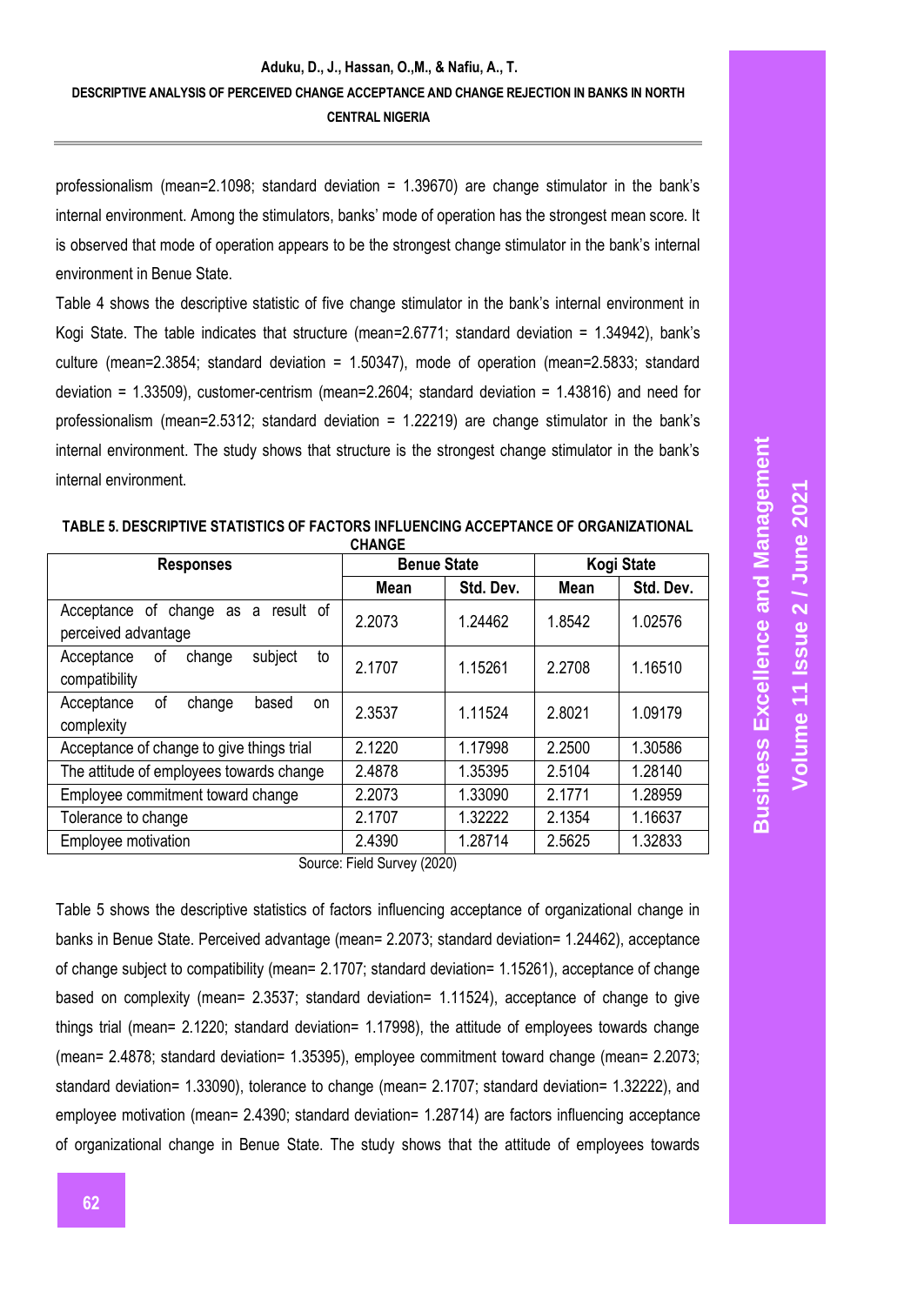professionalism (mean=2.1098; standard deviation = 1.39670) are change stimulator in the bank's internal environment. Among the stimulators, banks' mode of operation has the strongest mean score. It is observed that mode of operation appears to be the strongest change stimulator in the bank's internal environment in Benue State.

Table 4 shows the descriptive statistic of five change stimulator in the bank's internal environment in Kogi State. The table indicates that structure (mean=2.6771; standard deviation = 1.34942), bank's culture (mean=2.3854; standard deviation = 1.50347), mode of operation (mean=2.5833; standard deviation = 1.33509), customer-centrism (mean=2.2604; standard deviation = 1.43816) and need for professionalism (mean=2.5312; standard deviation = 1.22219) are change stimulator in the bank's internal environment. The study shows that structure is the strongest change stimulator in the bank's internal environment.

**TABLE 5. DESCRIPTIVE STATISTICS OF FACTORS INFLUENCING ACCEPTANCE OF ORGANIZATIONAL CHANGE**

| Responses | Benue State | | Kogi State | |
|---|---|---|---|---|
| | Mean | Std. Dev. | Mean | Std. Dev. |
| Acceptance of change as a result of perceived advantage | 2.2073 | 1.24462 | 1.8542 | 1.02576 |
| Acceptance of change subject to compatibility | 2.1707 | 1.15261 | 2.2708 | 1.16510 |
| Acceptance of change based on complexity | 2.3537 | 1.11524 | 2.8021 | 1.09179 |
| Acceptance of change to give things trial | 2.1220 | 1.17998 | 2.2500 | 1.30586 |
| The attitude of employees towards change | 2.4878 | 1.35395 | 2.5104 | 1.28140 |
| Employee commitment toward change | 2.2073 | 1.33090 | 2.1771 | 1.28959 |
| Tolerance to change | 2.1707 | 1.32222 | 2.1354 | 1.16637 |
| Employee motivation | 2.4390 | 1.28714 | 2.5625 | 1.32833 |

Source: Field Survey (2020)

Table 5 shows the descriptive statistics of factors influencing acceptance of organizational change in banks in Benue State. Perceived advantage (mean= 2.2073; standard deviation= 1.24462), acceptance of change subject to compatibility (mean= 2.1707; standard deviation= 1.15261), acceptance of change based on complexity (mean= 2.3537; standard deviation= 1.11524), acceptance of change to give things trial (mean= 2.1220; standard deviation= 1.17998), the attitude of employees towards change (mean= 2.4878; standard deviation= 1.35395), employee commitment toward change (mean= 2.2073; standard deviation= 1.33090), tolerance to change (mean= 2.1707; standard deviation= 1.32222), and employee motivation (mean= 2.4390; standard deviation= 1.28714) are factors influencing acceptance of organizational change in Benue State. The study shows that the attitude of employees towards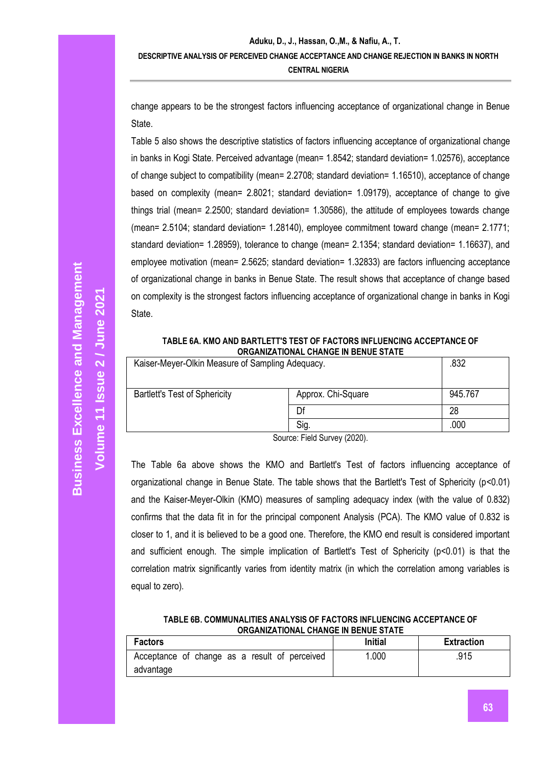change appears to be the strongest factors influencing acceptance of organizational change in Benue State.

Table 5 also shows the descriptive statistics of factors influencing acceptance of organizational change in banks in Kogi State. Perceived advantage (mean= 1.8542; standard deviation= 1.02576), acceptance of change subject to compatibility (mean= 2.2708; standard deviation= 1.16510), acceptance of change based on complexity (mean= 2.8021; standard deviation= 1.09179), acceptance of change to give things trial (mean= 2.2500; standard deviation= 1.30586), the attitude of employees towards change (mean= 2.5104; standard deviation= 1.28140), employee commitment toward change (mean= 2.1771; standard deviation= 1.28959), tolerance to change (mean= 2.1354; standard deviation= 1.16637), and employee motivation (mean= 2.5625; standard deviation= 1.32833) are factors influencing acceptance of organizational change in banks in Benue State. The result shows that acceptance of change based on complexity is the strongest factors influencing acceptance of organizational change in banks in Kogi State.

**TABLE 6A. KMO AND BARTLETT'S TEST OF FACTORS INFLUENCING ACCEPTANCE OF ORGANIZATIONAL CHANGE IN BENUE STATE**

| | | |
|---|---|---|
| Kaiser-Meyer-Olkin Measure of Sampling Adequacy. | | .832 |
| Bartlett's Test of Sphericity | Approx. Chi-Square | 945.767 |
| | Df | 28 |
| | Sig. | .000 |

Source: Field Survey (2020).

The Table 6a above shows the KMO and Bartlett's Test of factors influencing acceptance of organizational change in Benue State. The table shows that the Bartlett's Test of Sphericity ($p<0.01$) and the Kaiser-Meyer-Olkin (KMO) measures of sampling adequacy index (with the value of 0.832) confirms that the data fit in for the principal component Analysis (PCA). The KMO value of 0.832 is closer to 1, and it is believed to be a good one. Therefore, the KMO end result is considered important and sufficient enough. The simple implication of Bartlett's Test of Sphericity ($p<0.01$) is that the correlation matrix significantly varies from identity matrix (in which the correlation among variables is equal to zero).

**TABLE 6B. COMMUNALITIES ANALYSIS OF FACTORS INFLUENCING ACCEPTANCE OF ORGANIZATIONAL CHANGE IN BENUE STATE**

| Factors | Initial | Extraction |
|---|---|---|
| Acceptance of change as a result of perceived advantage | 1.000 | .915 |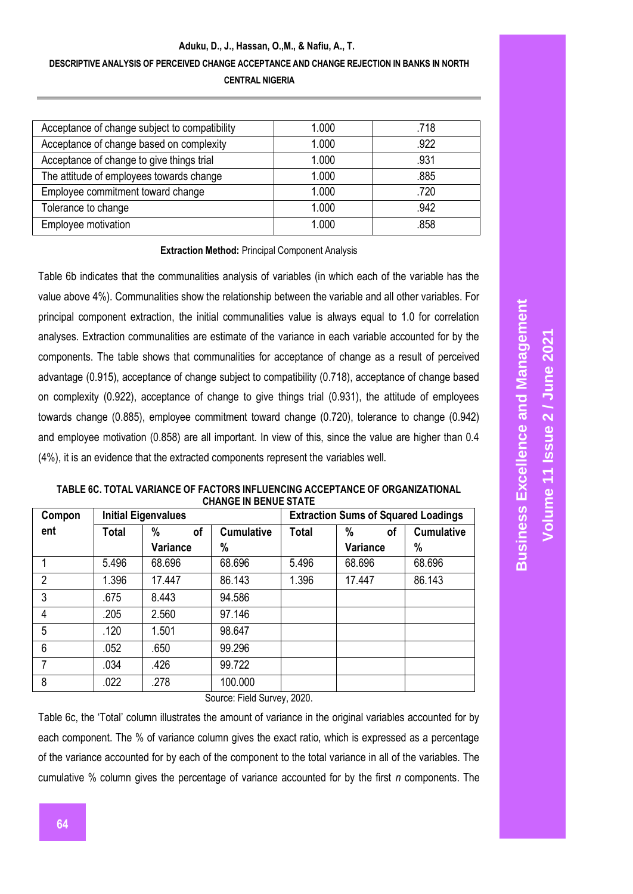| Acceptance of change subject to compatibility | 1.000 | .718 |
|---|---|---|
| Acceptance of change based on complexity | 1.000 | .922 |
| Acceptance of change to give things trial | 1.000 | .931 |
| The attitude of employees towards change | 1.000 | .885 |
| Employee commitment toward change | 1.000 | .720 |
| Tolerance to change | 1.000 | .942 |
| Employee motivation | 1.000 | .858 |

**Extraction Method:** Principal Component Analysis

Table 6b indicates that the communalities analysis of variables (in which each of the variable has the value above 4%). Communalities show the relationship between the variable and all other variables. For principal component extraction, the initial communalities value is always equal to 1.0 for correlation analyses. Extraction communalities are estimate of the variance in each variable accounted for by the components. The table shows that communalities for acceptance of change as a result of perceived advantage (0.915), acceptance of change subject to compatibility (0.718), acceptance of change based on complexity (0.922), acceptance of change to give things trial (0.931), the attitude of employees towards change (0.885), employee commitment toward change (0.720), tolerance to change (0.942) and employee motivation (0.858) are all important. In view of this, since the value are higher than 0.4 (4%), it is an evidence that the extracted components represent the variables well.

**TABLE 6C. TOTAL VARIANCE OF FACTORS INFLUENCING ACCEPTANCE OF ORGANIZATIONAL CHANGE IN BENUE STATE**

| Component | Initial Eigenvalues | | | Extraction Sums of Squared Loadings | | |
|---|---|---|---|---|---|---|
| | Total | % of Variance | Cumulative % | Total | % of Variance | Cumulative % |
| 1 | 5.496 | 68.696 | 68.696 | 5.496 | 68.696 | 68.696 |
| 2 | 1.396 | 17.447 | 86.143 | 1.396 | 17.447 | 86.143 |
| 3 | .675 | 8.443 | 94.586 | | | |
| 4 | .205 | 2.560 | 97.146 | | | |
| 5 | .120 | 1.501 | 98.647 | | | |
| 6 | .052 | .650 | 99.296 | | | |
| 7 | .034 | .426 | 99.722 | | | |
| 8 | .022 | .278 | 100.000 | | | |

Source: Field Survey, 2020.

Table 6c, the 'Total' column illustrates the amount of variance in the original variables accounted for by each component. The % of variance column gives the exact ratio, which is expressed as a percentage of the variance accounted for by each of the component to the total variance in all of the variables. The cumulative % column gives the percentage of variance accounted for by the first *n* components. The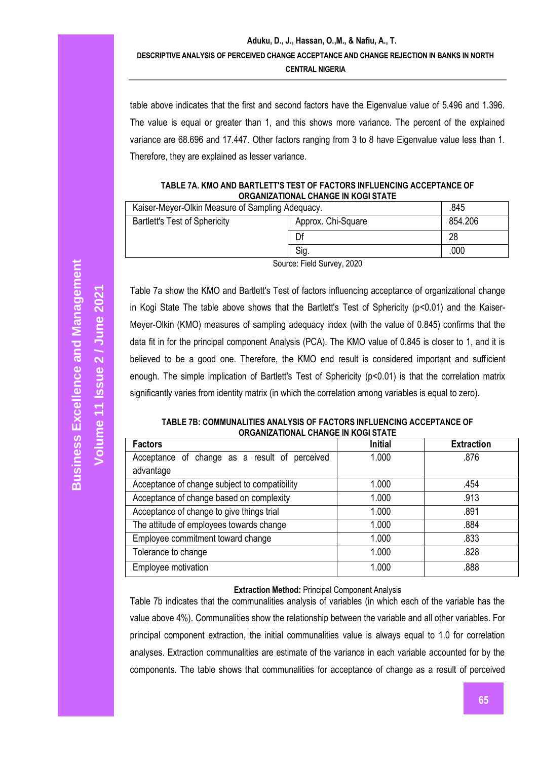table above indicates that the first and second factors have the Eigenvalue value of 5.496 and 1.396. The value is equal or greater than 1, and this shows more variance. The percent of the explained variance are 68.696 and 17.447. Other factors ranging from 3 to 8 have Eigenvalue value less than 1. Therefore, they are explained as lesser variance.

**TABLE 7A. KMO AND BARTLETT'S TEST OF FACTORS INFLUENCING ACCEPTANCE OF ORGANIZATIONAL CHANGE IN KOGI STATE**

| Kaiser-Meyer-Olkin Measure of Sampling Adequacy. | | .845 |
|---|---|---|
| Bartlett's Test of Sphericity | Approx. Chi-Square | 854.206 |
| | Df | 28 |
| | Sig. | .000 |

Source: Field Survey, 2020

Table 7a show the KMO and Bartlett's Test of factors influencing acceptance of organizational change in Kogi State The table above shows that the Bartlett's Test of Sphericity ($p<0.01$) and the Kaiser-Meyer-Olkin (KMO) measures of sampling adequacy index (with the value of 0.845) confirms that the data fit in for the principal component Analysis (PCA). The KMO value of 0.845 is closer to 1, and it is believed to be a good one. Therefore, the KMO end result is considered important and sufficient enough. The simple implication of Bartlett's Test of Sphericity ($p<0.01$) is that the correlation matrix significantly varies from identity matrix (in which the correlation among variables is equal to zero).

**TABLE 7B: COMMUNALITIES ANALYSIS OF FACTORS INFLUENCING ACCEPTANCE OF ORGANIZATIONAL CHANGE IN KOGI STATE**

| Factors | Initial | Extraction |
|---|---|---|
| Acceptance of change as a result of perceived advantage | 1.000 | .876 |
| Acceptance of change subject to compatibility | 1.000 | .454 |
| Acceptance of change based on complexity | 1.000 | .913 |
| Acceptance of change to give things trial | 1.000 | .891 |
| The attitude of employees towards change | 1.000 | .884 |
| Employee commitment toward change | 1.000 | .833 |
| Tolerance to change | 1.000 | .828 |
| Employee motivation | 1.000 | .888 |

**Extraction Method:** Principal Component Analysis

Table 7b indicates that the communalities analysis of variables (in which each of the variable has the value above 4%). Communalities show the relationship between the variable and all other variables. For principal component extraction, the initial communalities value is always equal to 1.0 for correlation analyses. Extraction communalities are estimate of the variance in each variable accounted for by the components. The table shows that communalities for acceptance of change as a result of perceived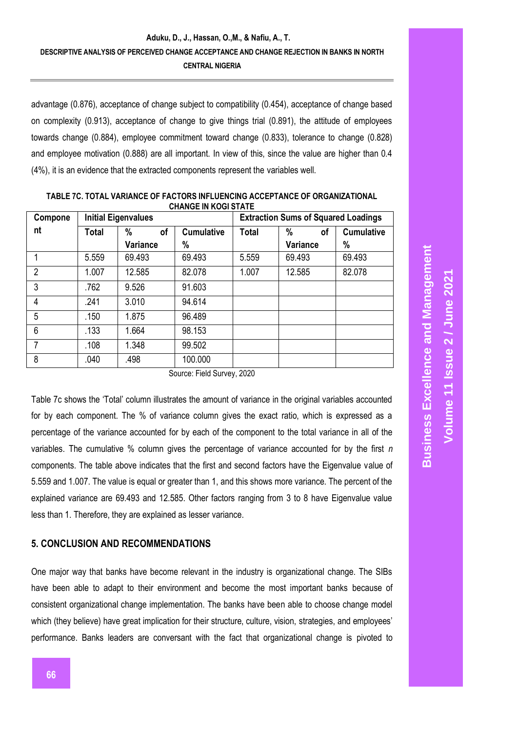advantage (0.876), acceptance of change subject to compatibility (0.454), acceptance of change based on complexity (0.913), acceptance of change to give things trial (0.891), the attitude of employees towards change (0.884), employee commitment toward change (0.833), tolerance to change (0.828) and employee motivation (0.888) are all important. In view of this, since the value are higher than 0.4 (4%), it is an evidence that the extracted components represent the variables well.

**TABLE 7C. TOTAL VARIANCE OF FACTORS INFLUENCING ACCEPTANCE OF ORGANIZATIONAL CHANGE IN KOGI STATE**

| Component | Initial Eigenvalues | | | Extraction Sums of Squared Loadings | | |
|---|---|---|---|---|---|---|
| | Total | % of Variance | Cumulative % | Total | % of Variance | Cumulative % |
| 1 | 5.559 | 69.493 | 69.493 | 5.559 | 69.493 | 69.493 |
| 2 | 1.007 | 12.585 | 82.078 | 1.007 | 12.585 | 82.078 |
| 3 | .762 | 9.526 | 91.603 | | | |
| 4 | .241 | 3.010 | 94.614 | | | |
| 5 | .150 | 1.875 | 96.489 | | | |
| 6 | .133 | 1.664 | 98.153 | | | |
| 7 | .108 | 1.348 | 99.502 | | | |
| 8 | .040 | .498 | 100.000 | | | |

Source: Field Survey, 2020

Table 7c shows the 'Total' column illustrates the amount of variance in the original variables accounted for by each component. The % of variance column gives the exact ratio, which is expressed as a percentage of the variance accounted for by each of the component to the total variance in all of the variables. The cumulative % column gives the percentage of variance accounted for by the first *n* components. The table above indicates that the first and second factors have the Eigenvalue value of 5.559 and 1.007. The value is equal or greater than 1, and this shows more variance. The percent of the explained variance are 69.493 and 12.585. Other factors ranging from 3 to 8 have Eigenvalue value less than 1. Therefore, they are explained as lesser variance.

## 5. CONCLUSION AND RECOMMENDATIONS

One major way that banks have become relevant in the industry is organizational change. The SIBs have been able to adapt to their environment and become the most important banks because of consistent organizational change implementation. The banks have been able to choose change model which (they believe) have great implication for their structure, culture, vision, strategies, and employees' performance. Banks leaders are conversant with the fact that organizational change is pivoted to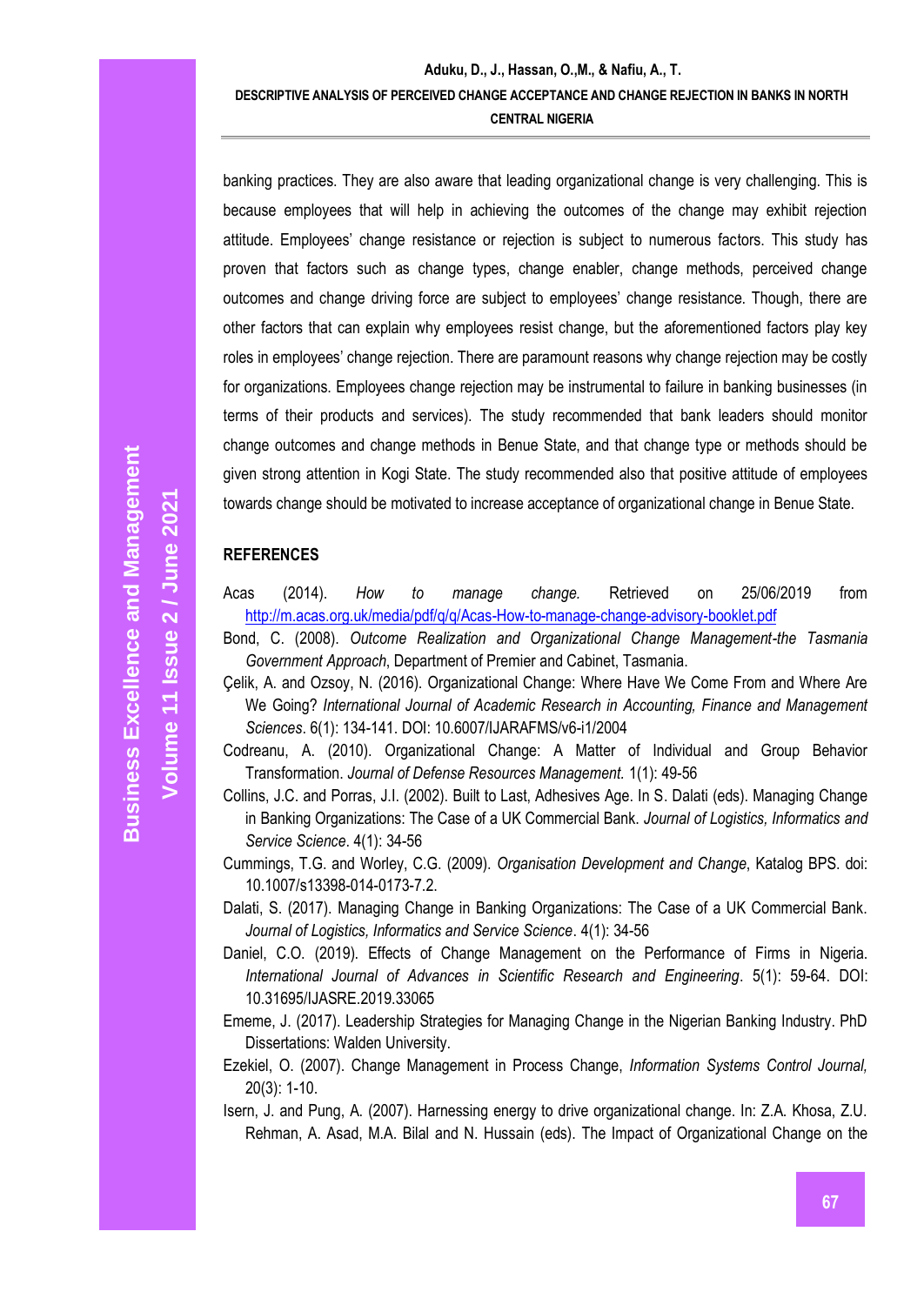banking practices. They are also aware that leading organizational change is very challenging. This is because employees that will help in achieving the outcomes of the change may exhibit rejection attitude. Employees' change resistance or rejection is subject to numerous factors. This study has proven that factors such as change types, change enabler, change methods, perceived change outcomes and change driving force are subject to employees' change resistance. Though, there are other factors that can explain why employees resist change, but the aforementioned factors play key roles in employees' change rejection. There are paramount reasons why change rejection may be costly for organizations. Employees change rejection may be instrumental to failure in banking businesses (in terms of their products and services). The study recommended that bank leaders should monitor change outcomes and change methods in Benue State, and that change type or methods should be given strong attention in Kogi State. The study recommended also that positive attitude of employees towards change should be motivated to increase acceptance of organizational change in Benue State.

## REFERENCES

Acas (2014). *How to manage change.* Retrieved on 25/06/2019 from http://m.acas.org.uk/media/pdf/q/q/Acas-How-to-manage-change-advisory-booklet.pdf

Bond, C. (2008). *Outcome Realization and Organizational Change Management-the Tasmania Government Approach*, Department of Premier and Cabinet, Tasmania.

Çelik, A. and Ozsoy, N. (2016). Organizational Change: Where Have We Come From and Where Are We Going? *International Journal of Academic Research in Accounting, Finance and Management Sciences*. 6(1): 134-141. DOI: 10.6007/IJARAFMS/v6-i1/2004

Codreanu, A. (2010). Organizational Change: A Matter of Individual and Group Behavior Transformation. *Journal of Defense Resources Management.* 1(1): 49-56

Collins, J.C. and Porras, J.I. (2002). Built to Last, Adhesives Age. In S. Dalati (eds). Managing Change in Banking Organizations: The Case of a UK Commercial Bank. *Journal of Logistics, Informatics and Service Science*. 4(1): 34-56

Cummings, T.G. and Worley, C.G. (2009). *Organisation Development and Change*, Katalog BPS. doi: 10.1007/s13398-014-0173-7.2.

Dalati, S. (2017). Managing Change in Banking Organizations: The Case of a UK Commercial Bank. *Journal of Logistics, Informatics and Service Science*. 4(1): 34-56

Daniel, C.O. (2019). Effects of Change Management on the Performance of Firms in Nigeria. *International Journal of Advances in Scientific Research and Engineering*. 5(1): 59-64. DOI: 10.31695/IJASRE.2019.33065

Ememe, J. (2017). Leadership Strategies for Managing Change in the Nigerian Banking Industry. PhD Dissertations: Walden University.

Ezekiel, O. (2007). Change Management in Process Change, *Information Systems Control Journal,* 20(3): 1-10.

Isern, J. and Pung, A. (2007). Harnessing energy to drive organizational change. In: Z.A. Khosa, Z.U. Rehman, A. Asad, M.A. Bilal and N. Hussain (eds). The Impact of Organizational Change on the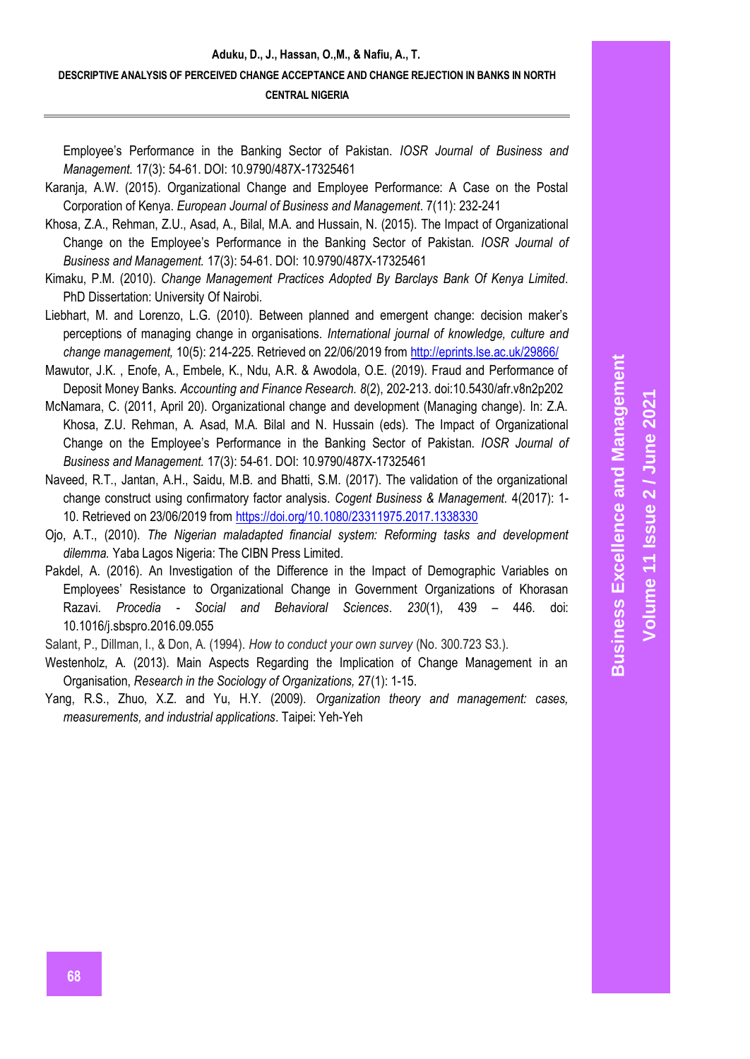Employee's Performance in the Banking Sector of Pakistan. *IOSR Journal of Business and Management.* 17(3): 54-61. DOI: 10.9790/487X-17325461

Karanja, A.W. (2015). Organizational Change and Employee Performance: A Case on the Postal Corporation of Kenya. *European Journal of Business and Management*. 7(11): 232-241

Khosa, Z.A., Rehman, Z.U., Asad, A., Bilal, M.A. and Hussain, N. (2015). The Impact of Organizational Change on the Employee's Performance in the Banking Sector of Pakistan. *IOSR Journal of Business and Management.* 17(3): 54-61. DOI: 10.9790/487X-17325461

Kimaku, P.M. (2010). *Change Management Practices Adopted By Barclays Bank Of Kenya Limited*. PhD Dissertation: University Of Nairobi.

Liebhart, M. and Lorenzo, L.G. (2010). Between planned and emergent change: decision maker's perceptions of managing change in organisations. *International journal of knowledge, culture and change management,* 10(5): 214-225. Retrieved on 22/06/2019 from http://eprints.lse.ac.uk/29866/

Mawutor, J.K. , Enofe, A., Embele, K., Ndu, A.R. & Awodola, O.E. (2019). Fraud and Performance of Deposit Money Banks. *Accounting and Finance Research. 8*(2), 202-213. doi:10.5430/afr.v8n2p202

McNamara, C. (2011, April 20). Organizational change and development (Managing change). In: Z.A. Khosa, Z.U. Rehman, A. Asad, M.A. Bilal and N. Hussain (eds). The Impact of Organizational Change on the Employee's Performance in the Banking Sector of Pakistan. *IOSR Journal of Business and Management.* 17(3): 54-61. DOI: 10.9790/487X-17325461

Naveed, R.T., Jantan, A.H., Saidu, M.B. and Bhatti, S.M. (2017). The validation of the organizational change construct using confirmatory factor analysis. *Cogent Business & Management.* 4(2017): 1-10. Retrieved on 23/06/2019 from https://doi.org/10.1080/23311975.2017.1338330

Ojo, A.T., (2010). *The Nigerian maladapted financial system: Reforming tasks and development dilemma.* Yaba Lagos Nigeria: The CIBN Press Limited.

Pakdel, A. (2016). An Investigation of the Difference in the Impact of Demographic Variables on Employees' Resistance to Organizational Change in Government Organizations of Khorasan Razavi. *Procedia - Social and Behavioral Sciences*. *230*(1), 439 – 446. doi: 10.1016/j.sbspro.2016.09.055

Salant, P., Dillman, I., & Don, A. (1994). *How to conduct your own survey* (No. 300.723 S3.).

Westenholz, A. (2013). Main Aspects Regarding the Implication of Change Management in an Organisation, *Research in the Sociology of Organizations,* 27(1): 1-15.

Yang, R.S., Zhuo, X.Z. and Yu, H.Y. (2009). *Organization theory and management: cases, measurements, and industrial applications*. Taipei: Yeh-Yeh